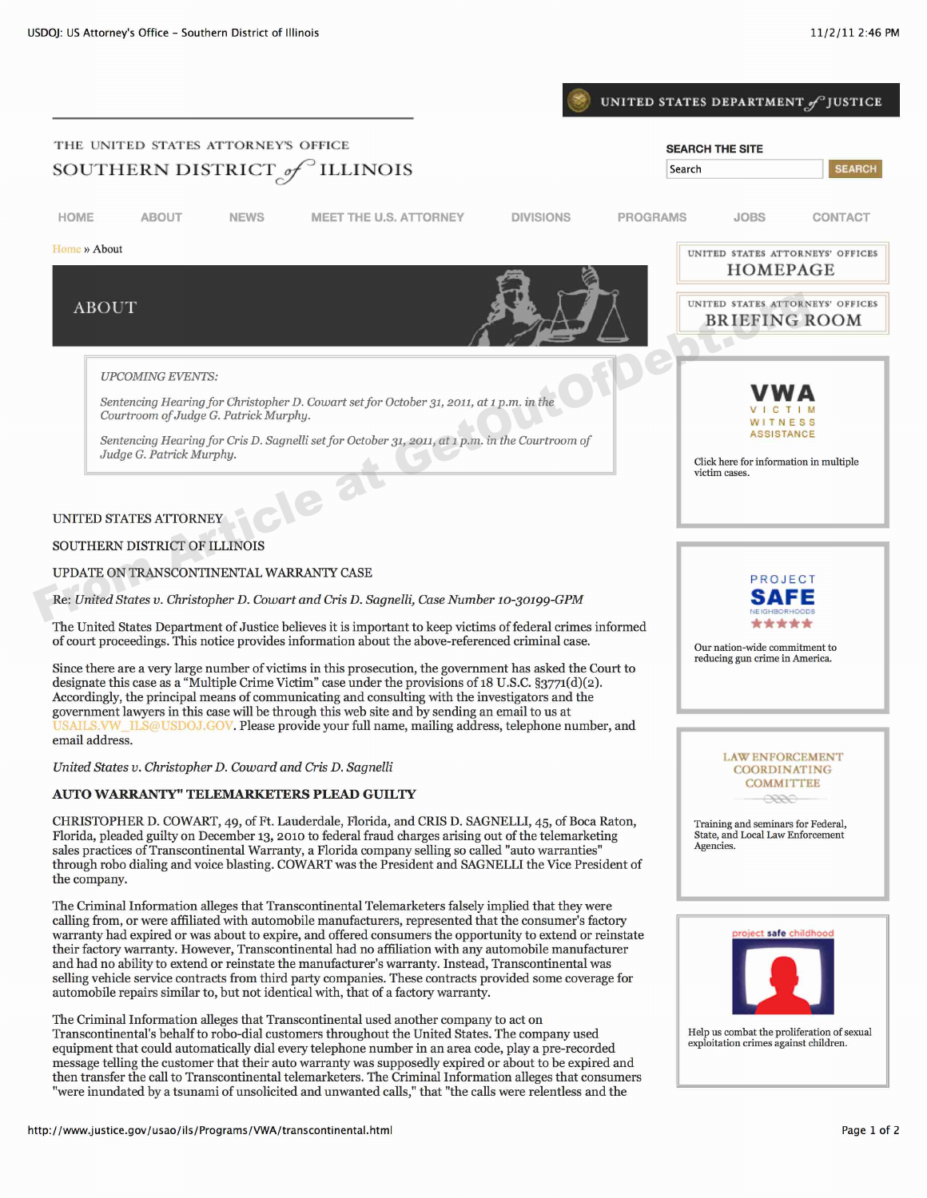THE UNITED STATES ATTORNEY'S OFFICE

SOUTHERN DISTRICT of ILLINOIS

UNITED STATES DEPARTMENT of JUSTICE

SEARCH THE SITE

HOME | ABOUT | NEWS | MEET THE U.S. ATTORNEY | DIVISIONS | PROGRAMS | JOBS | CONTACT

Home » About

# ABOUT

*UPCOMING EVENTS:*

*Sentencing Hearing for Christopher D. Cowart set for October 31, 2011, at 1 p.m. in the Courtroom of Judge G. Patrick Murphy.*

*Sentencing Hearing for Cris D. Sagnelli set for October 31, 2011, at 1 p.m. in the Courtroom of Judge G. Patrick Murphy.*

UNITED STATES ATTORNEY

SOUTHERN DISTRICT OF ILLINOIS

UPDATE ON TRANSCONTINENTAL WARRANTY CASE

*Re: United States v. Christopher D. Cowart and Cris D. Sagnelli, Case Number 10-30199-GPM*

The United States Department of Justice believes it is important to keep victims of federal crimes informed of court proceedings. This notice provides information about the above-referenced criminal case.

Since there are a very large number of victims in this prosecution, the government has asked the Court to designate this case as a "Multiple Crime Victim" case under the provisions of 18 U.S.C. §3771(d)(2). Accordingly, the principal means of communicating and consulting with the investigators and the government lawyers in this case will be through this web site and by sending an email to us at USAILS.VW_ILS@USDOJ.GOV. Please provide your full name, mailing address, telephone number, and email address.

*United States v. Christopher D. Coward and Cris D. Sagnelli*

**AUTO WARRANTY" TELEMARKETERS PLEAD GUILTY**

CHRISTOPHER D. COWART, 49, of Ft. Lauderdale, Florida, and CRIS D. SAGNELLI, 45, of Boca Raton, Florida, pleaded guilty on December 13, 2010 to federal fraud charges arising out of the telemarketing sales practices of Transcontinental Warranty, a Florida company selling so called "auto warranties" through robo dialing and voice blasting. COWART was the President and SAGNELLI the Vice President of the company.

The Criminal Information alleges that Transcontinental Telemarketers falsely implied that they were calling from, or were affiliated with automobile manufacturers, represented that the consumer's factory warranty had expired or was about to expire, and offered consumers the opportunity to extend or reinstate their factory warranty. However, Transcontinental had no affiliation with any automobile manufacturer and had no ability to extend or reinstate the manufacturer's warranty. Instead, Transcontinental was selling vehicle service contracts from third party companies. These contracts provided some coverage for automobile repairs similar to, but not identical with, that of a factory warranty.

The Criminal Information alleges that Transcontinental used another company to act on Transcontinental's behalf to robo-dial customers throughout the United States. The company used equipment that could automatically dial every telephone number in an area code, play a pre-recorded message telling the customer that their auto warranty was supposedly expired or about to be expired and then transfer the call to Transcontinental telemarketers. The Criminal Information alleges that consumers "were inundated by a tsunami of unsolicited and unwanted calls," that "the calls were relentless and the

UNITED STATES ATTORNEYS' OFFICES HOMEPAGE

UNITED STATES ATTORNEYS' OFFICES BRIEFING ROOM

VWA VICTIM WITNESS ASSISTANCE

Click here for information in multiple victim cases.

PROJECT SAFE NEIGHBORHOODS

Our nation-wide commitment to reducing gun crime in America.

LAW ENFORCEMENT COORDINATING COMMITTEE

Training and seminars for Federal, State, and Local Law Enforcement Agencies.

project safe childhood

Help us combat the proliferation of sexual exploitation crimes against children.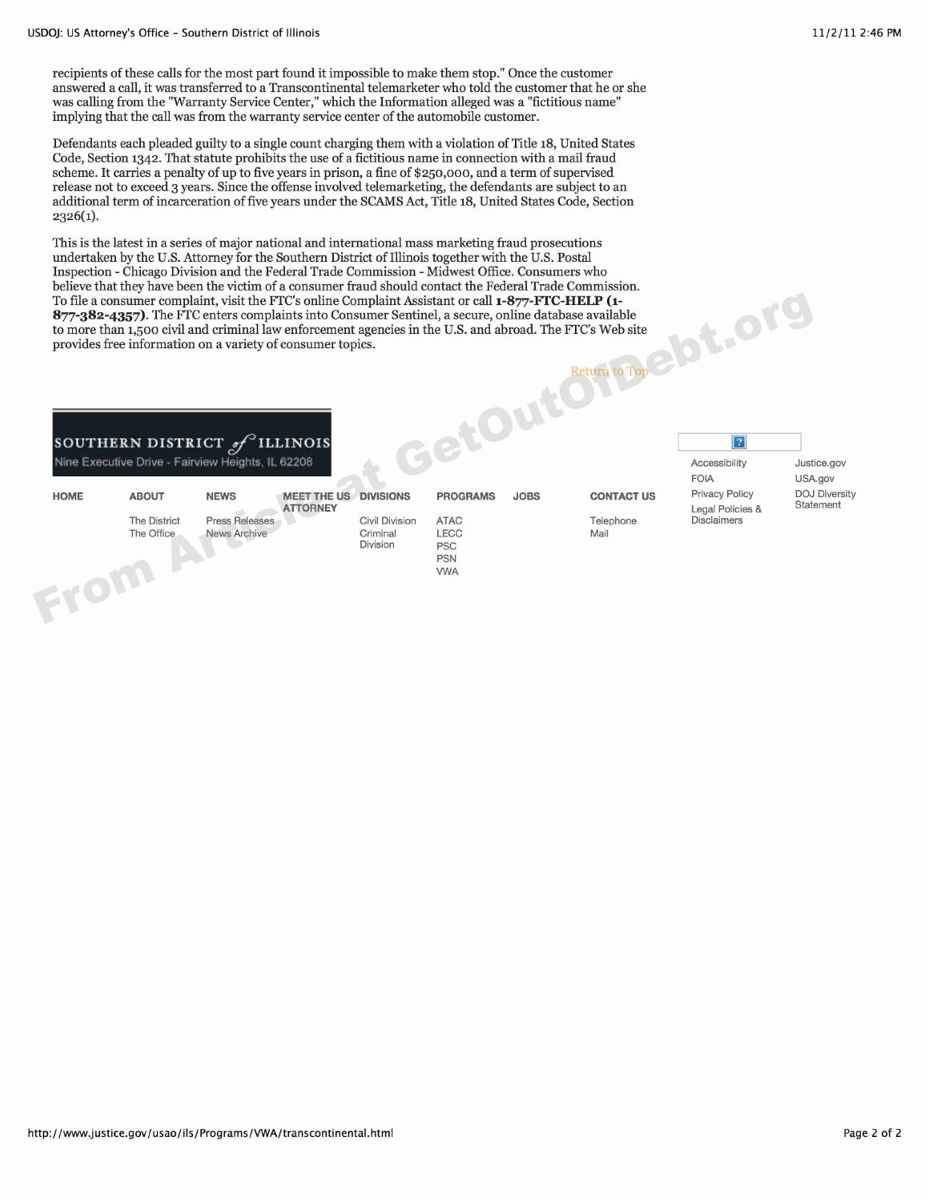recipients of these calls for the most part found it impossible to make them stop." Once the customer answered a call, it was transferred to a Transcontinental telemarketer who told the customer that he or she was calling from the "Warranty Service Center," which the Information alleged was a "fictitious name" implying that the call was from the warranty service center of the automobile customer.

Defendants each pleaded guilty to a single count charging them with a violation of Title 18, United States Code, Section 1342. That statute prohibits the use of a fictitious name in connection with a mail fraud scheme. It carries a penalty of up to five years in prison, a fine of $250,000, and a term of supervised release not to exceed 3 years. Since the offense involved telemarketing, the defendants are subject to an additional term of incarceration of five years under the SCAMS Act, Title 18, United States Code, Section 2326(1).

This is the latest in a series of major national and international mass marketing fraud prosecutions undertaken by the U.S. Attorney for the Southern District of Illinois together with the U.S. Postal Inspection - Chicago Division and the Federal Trade Commission - Midwest Office. Consumers who believe that they have been the victim of a consumer fraud should contact the Federal Trade Commission. To file a consumer complaint, visit the FTC's online Complaint Assistant or call **1-877-FTC-HELP (1-877-382-4357)**. The FTC enters complaints into Consumer Sentinel, a secure, online database available to more than 1,500 civil and criminal law enforcement agencies in the U.S. and abroad. The FTC's Web site provides free information on a variety of consumer topics.

Return to Top

SOUTHERN DISTRICT *of* ILLINOIS
Nine Executive Drive - Fairview Heights, IL 62208

HOME

ABOUT
- The District
- The Office

NEWS
- Press Releases
- News Archive

MEET THE US ATTORNEY

DIVISIONS
- Civil Division
- Criminal Division

PROGRAMS
- ATAC
- LECC
- PSC
- PSN
- VWA

JOBS

CONTACT US
- Telephone
- Mail

Accessibility
FOIA
Privacy Policy
Legal Policies & Disclaimers

Justice.gov
USA.gov
DOJ Diversity Statement